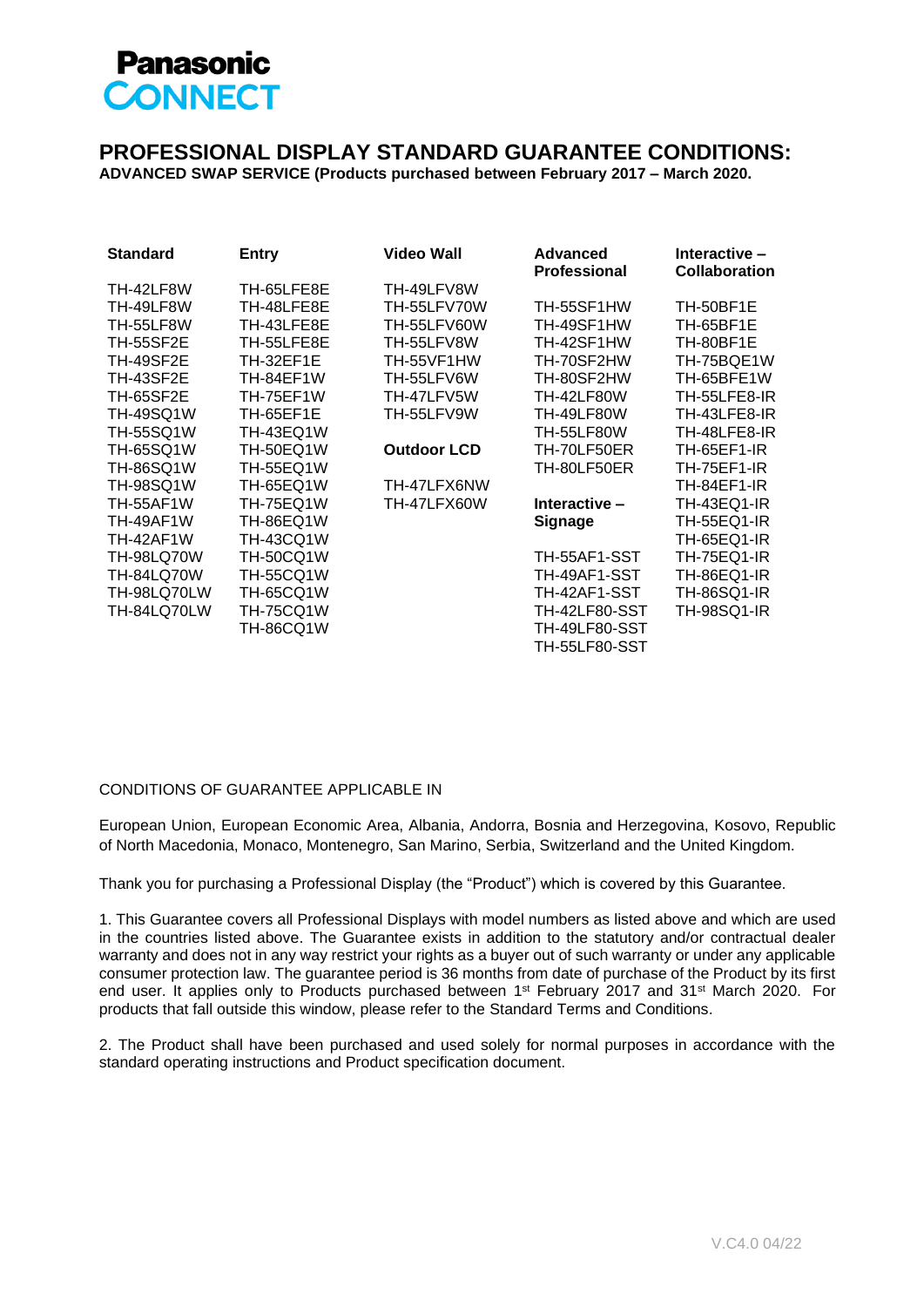Panasonic
CONNECT

# PROFESSIONAL DISPLAY STANDARD GUARANTEE CONDITIONS:

**ADVANCED SWAP SERVICE (Products purchased between February 2017 – March 2020.**

| **Standard** | **Entry** | **Video Wall** | **Advanced Professional** | **Interactive – Collaboration** |
|---|---|---|---|---|
| TH-42LF8W | TH-65LFE8E | TH-49LFV8W | | |
| TH-49LF8W | TH-48LFE8E | TH-55LFV70W | TH-55SF1HW | TH-50BF1E |
| TH-55LF8W | TH-43LFE8E | TH-55LFV60W | TH-49SF1HW | TH-65BF1E |
| TH-55SF2E | TH-55LFE8E | TH-55LFV8W | TH-42SF1HW | TH-80BF1E |
| TH-49SF2E | TH-32EF1E | TH-55VF1HW | TH-70SF2HW | TH-75BQE1W |
| TH-43SF2E | TH-84EF1W | TH-55LFV6W | TH-80SF2HW | TH-65BFE1W |
| TH-65SF2E | TH-75EF1W | TH-47LFV5W | TH-42LF80W | TH-55LFE8-IR |
| TH-49SQ1W | TH-65EF1E | TH-55LFV9W | TH-49LF80W | TH-43LFE8-IR |
| TH-55SQ1W | TH-43EQ1W | | TH-55LF80W | TH-48LFE8-IR |
| TH-65SQ1W | TH-50EQ1W | **Outdoor LCD** | TH-70LF50ER | TH-65EF1-IR |
| TH-86SQ1W | TH-55EQ1W | | TH-80LF50ER | TH-75EF1-IR |
| TH-98SQ1W | TH-65EQ1W | TH-47LFX6NW | | TH-84EF1-IR |
| TH-55AF1W | TH-75EQ1W | TH-47LFX60W | **Interactive – Signage** | TH-43EQ1-IR |
| TH-49AF1W | TH-86EQ1W | | | TH-55EQ1-IR |
| TH-42AF1W | TH-43CQ1W | | | TH-65EQ1-IR |
| TH-98LQ70W | TH-50CQ1W | | TH-55AF1-SST | TH-75EQ1-IR |
| TH-84LQ70W | TH-55CQ1W | | TH-49AF1-SST | TH-86EQ1-IR |
| TH-98LQ70LW | TH-65CQ1W | | TH-42AF1-SST | TH-86SQ1-IR |
| TH-84LQ70LW | TH-75CQ1W | | TH-42LF80-SST | TH-98SQ1-IR |
| | TH-86CQ1W | | TH-49LF80-SST | |
| | | | TH-55LF80-SST | |

CONDITIONS OF GUARANTEE APPLICABLE IN

European Union, European Economic Area, Albania, Andorra, Bosnia and Herzegovina, Kosovo, Republic of North Macedonia, Monaco, Montenegro, San Marino, Serbia, Switzerland and the United Kingdom.

Thank you for purchasing a Professional Display (the "Product") which is covered by this Guarantee.

1. This Guarantee covers all Professional Displays with model numbers as listed above and which are used in the countries listed above. The Guarantee exists in addition to the statutory and/or contractual dealer warranty and does not in any way restrict your rights as a buyer out of such warranty or under any applicable consumer protection law. The guarantee period is 36 months from date of purchase of the Product by its first end user. It applies only to Products purchased between 1st February 2017 and 31st March 2020. For products that fall outside this window, please refer to the Standard Terms and Conditions.

2. The Product shall have been purchased and used solely for normal purposes in accordance with the standard operating instructions and Product specification document.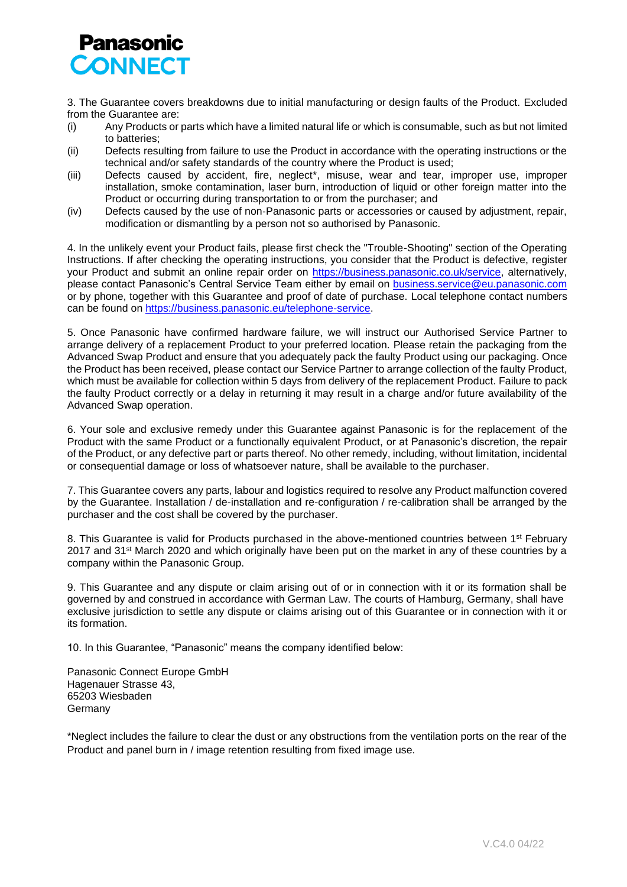3. The Guarantee covers breakdowns due to initial manufacturing or design faults of the Product. Excluded from the Guarantee are:

(i) Any Products or parts which have a limited natural life or which is consumable, such as but not limited to batteries;

(ii) Defects resulting from failure to use the Product in accordance with the operating instructions or the technical and/or safety standards of the country where the Product is used;

(iii) Defects caused by accident, fire, neglect*, misuse, wear and tear, improper use, improper installation, smoke contamination, laser burn, introduction of liquid or other foreign matter into the Product or occurring during transportation to or from the purchaser; and

(iv) Defects caused by the use of non-Panasonic parts or accessories or caused by adjustment, repair, modification or dismantling by a person not so authorised by Panasonic.

4. In the unlikely event your Product fails, please first check the "Trouble-Shooting" section of the Operating Instructions. If after checking the operating instructions, you consider that the Product is defective, register your Product and submit an online repair order on https://business.panasonic.co.uk/service, alternatively, please contact Panasonic's Central Service Team either by email on business.service@eu.panasonic.com or by phone, together with this Guarantee and proof of date of purchase. Local telephone contact numbers can be found on https://business.panasonic.eu/telephone-service.

5. Once Panasonic have confirmed hardware failure, we will instruct our Authorised Service Partner to arrange delivery of a replacement Product to your preferred location. Please retain the packaging from the Advanced Swap Product and ensure that you adequately pack the faulty Product using our packaging. Once the Product has been received, please contact our Service Partner to arrange collection of the faulty Product, which must be available for collection within 5 days from delivery of the replacement Product. Failure to pack the faulty Product correctly or a delay in returning it may result in a charge and/or future availability of the Advanced Swap operation.

6. Your sole and exclusive remedy under this Guarantee against Panasonic is for the replacement of the Product with the same Product or a functionally equivalent Product, or at Panasonic's discretion, the repair of the Product, or any defective part or parts thereof. No other remedy, including, without limitation, incidental or consequential damage or loss of whatsoever nature, shall be available to the purchaser.

7. This Guarantee covers any parts, labour and logistics required to resolve any Product malfunction covered by the Guarantee. Installation / de-installation and re-configuration / re-calibration shall be arranged by the purchaser and the cost shall be covered by the purchaser.

8. This Guarantee is valid for Products purchased in the above-mentioned countries between 1st February 2017 and 31st March 2020 and which originally have been put on the market in any of these countries by a company within the Panasonic Group.

9. This Guarantee and any dispute or claim arising out of or in connection with it or its formation shall be governed by and construed in accordance with German Law. The courts of Hamburg, Germany, shall have exclusive jurisdiction to settle any dispute or claims arising out of this Guarantee or in connection with it or its formation.

10. In this Guarantee, "Panasonic" means the company identified below:

Panasonic Connect Europe GmbH
Hagenauer Strasse 43,
65203 Wiesbaden
Germany

*Neglect includes the failure to clear the dust or any obstructions from the ventilation ports on the rear of the Product and panel burn in / image retention resulting from fixed image use.

V.C4.0 04/22